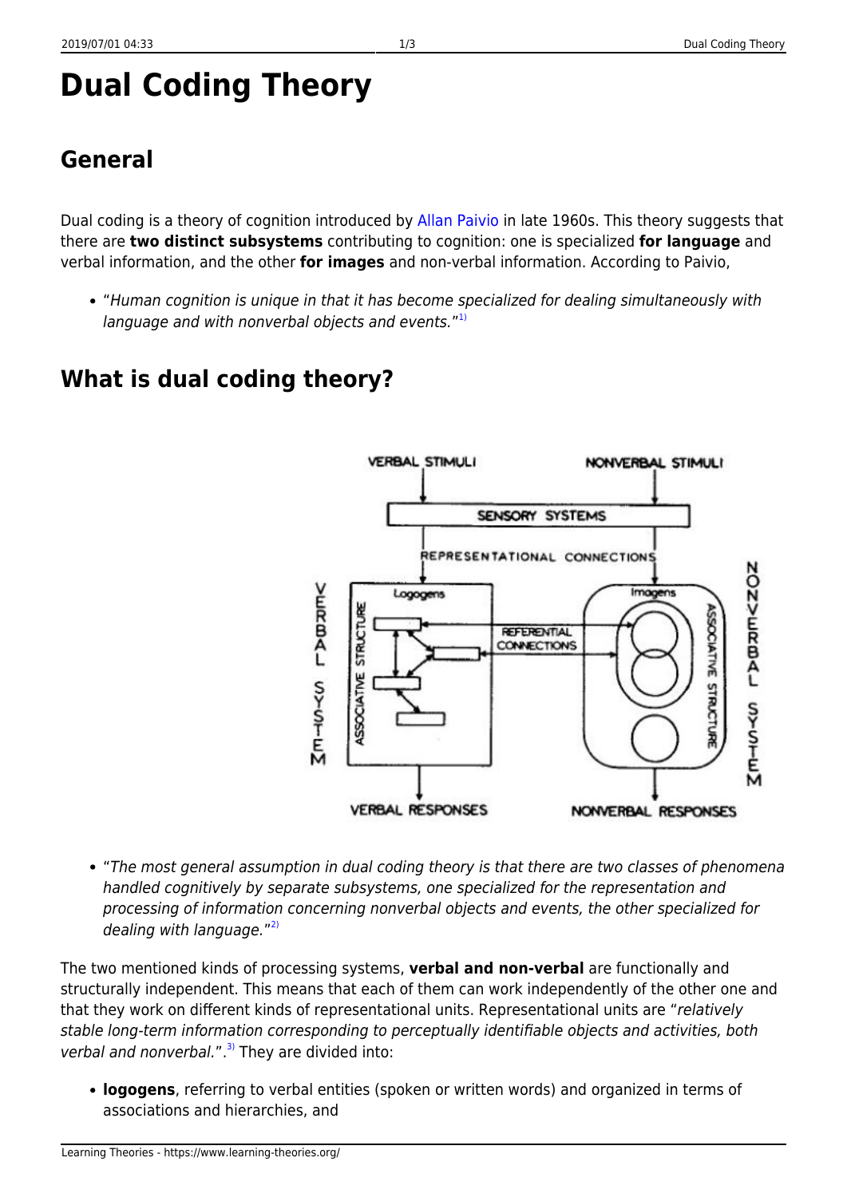# Dual Coding Theory

## General

Dual coding is a theory of cognition introduced by Allan Paivio in late 1960s. This theory suggests that there are **two distinct subsystems** contributing to cognition: one is specialized **for language** and verbal information, and the other **for images** and non-verbal information. According to Paivio,

- "*Human cognition is unique in that it has become specialized for dealing simultaneously with language and with nonverbal objects and events.*"[1)]

## What is dual coding theory?

- "*The most general assumption in dual coding theory is that there are two classes of phenomena handled cognitively by separate subsystems, one specialized for the representation and processing of information concerning nonverbal objects and events, the other specialized for dealing with language.*"[2)]

The two mentioned kinds of processing systems, **verbal and non-verbal** are functionally and structurally independent. This means that each of them can work independently of the other one and that they work on different kinds of representational units. Representational units are "*relatively stable long-term information corresponding to perceptually identifiable objects and activities, both verbal and nonverbal.*".[3)] They are divided into:

- **logogens**, referring to verbal entities (spoken or written words) and organized in terms of associations and hierarchies, and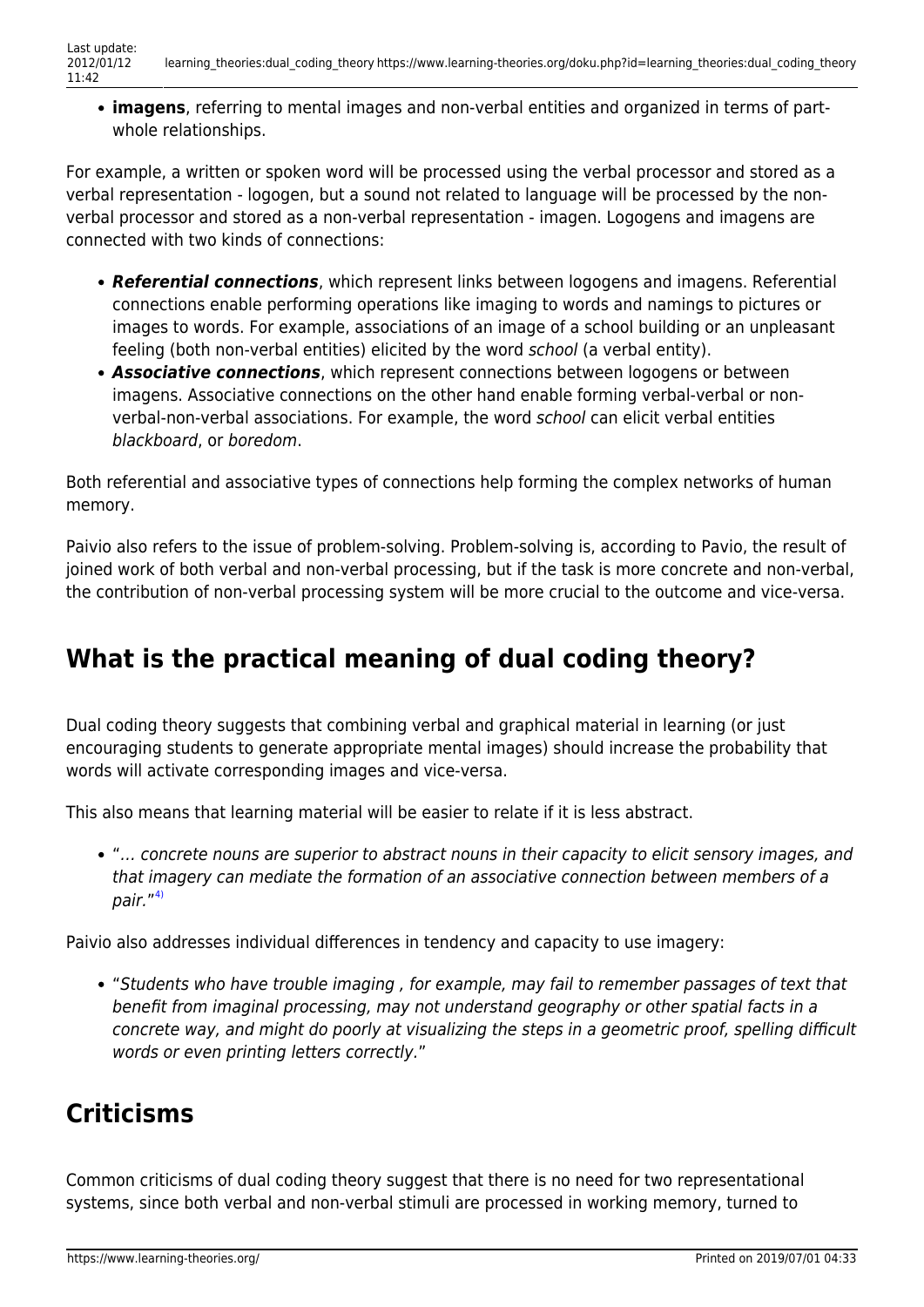- **imagens**, referring to mental images and non-verbal entities and organized in terms of part-whole relationships.

For example, a written or spoken word will be processed using the verbal processor and stored as a verbal representation - logogen, but a sound not related to language will be processed by the non-verbal processor and stored as a non-verbal representation - imagen. Logogens and imagens are connected with two kinds of connections:

- ***Referential connections***, which represent links between logogens and imagens. Referential connections enable performing operations like imaging to words and namings to pictures or images to words. For example, associations of an image of a school building or an unpleasant feeling (both non-verbal entities) elicited by the word *school* (a verbal entity).
- ***Associative connections***, which represent connections between logogens or between imagens. Associative connections on the other hand enable forming verbal-verbal or non-verbal-non-verbal associations. For example, the word *school* can elicit verbal entities *blackboard*, or *boredom*.

Both referential and associative types of connections help forming the complex networks of human memory.

Paivio also refers to the issue of problem-solving. Problem-solving is, according to Pavio, the result of joined work of both verbal and non-verbal processing, but if the task is more concrete and non-verbal, the contribution of non-verbal processing system will be more crucial to the outcome and vice-versa.

## What is the practical meaning of dual coding theory?

Dual coding theory suggests that combining verbal and graphical material in learning (or just encouraging students to generate appropriate mental images) should increase the probability that words will activate corresponding images and vice-versa.

This also means that learning material will be easier to relate if it is less abstract.

- "*… concrete nouns are superior to abstract nouns in their capacity to elicit sensory images, and that imagery can mediate the formation of an associative connection between members of a pair.*"[4)]

Paivio also addresses individual differences in tendency and capacity to use imagery:

- "*Students who have trouble imaging , for example, may fail to remember passages of text that benefit from imaginal processing, may not understand geography or other spatial facts in a concrete way, and might do poorly at visualizing the steps in a geometric proof, spelling difficult words or even printing letters correctly.*"

## Criticisms

Common criticisms of dual coding theory suggest that there is no need for two representational systems, since both verbal and non-verbal stimuli are processed in working memory, turned to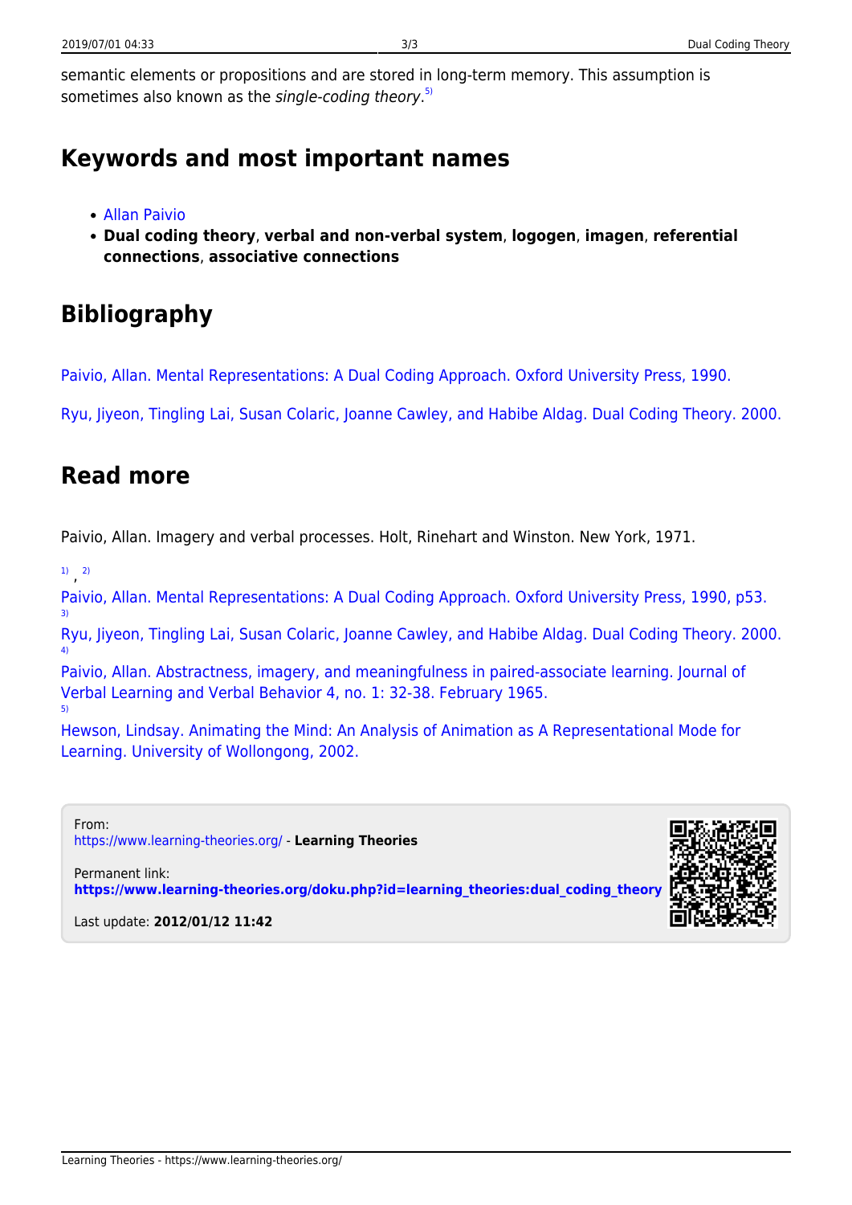semantic elements or propositions and are stored in long-term memory. This assumption is sometimes also known as the *single-coding theory*.[5)]

## Keywords and most important names

- Allan Paivio
- **Dual coding theory**, **verbal and non-verbal system**, **logogen**, **imagen**, **referential connections**, **associative connections**

## Bibliography

Paivio, Allan. Mental Representations: A Dual Coding Approach. Oxford University Press, 1990.

Ryu, Jiyeon, Tingling Lai, Susan Colaric, Joanne Cawley, and Habibe Aldag. Dual Coding Theory. 2000.

## Read more

Paivio, Allan. Imagery and verbal processes. Holt, Rinehart and Winston. New York, 1971.

[1)], [2)]
Paivio, Allan. Mental Representations: A Dual Coding Approach. Oxford University Press, 1990, p53.

[3)]
Ryu, Jiyeon, Tingling Lai, Susan Colaric, Joanne Cawley, and Habibe Aldag. Dual Coding Theory. 2000.

[4)]
Paivio, Allan. Abstractness, imagery, and meaningfulness in paired-associate learning. Journal of Verbal Learning and Verbal Behavior 4, no. 1: 32-38. February 1965.

[5)]
Hewson, Lindsay. Animating the Mind: An Analysis of Animation as A Representational Mode for Learning. University of Wollongong, 2002.

From:
https://www.learning-theories.org/ - **Learning Theories**

Permanent link:
**https://www.learning-theories.org/doku.php?id=learning_theories:dual_coding_theory**

Last update: **2012/01/12 11:42**